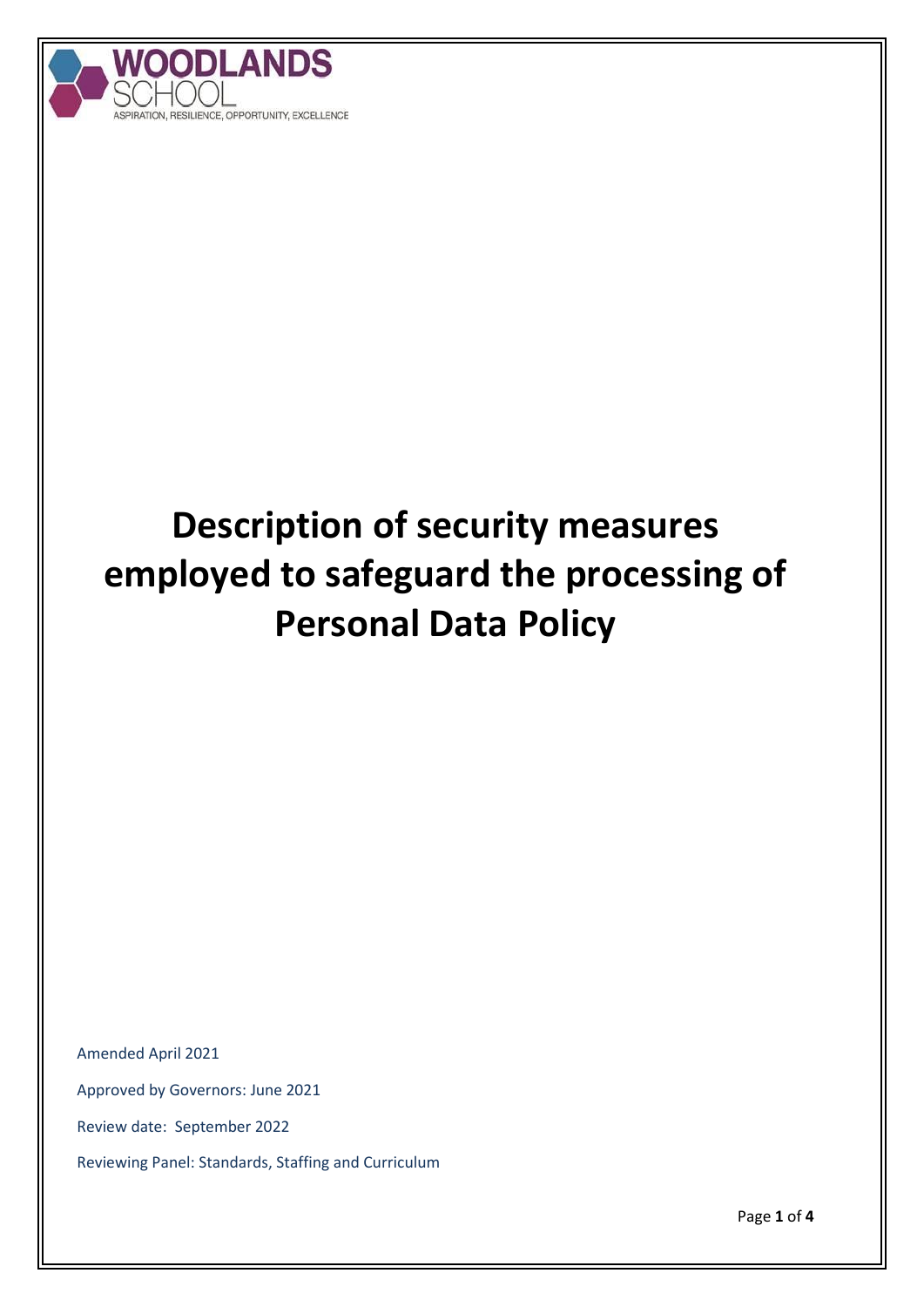WOODLANDS SCHOOL

ASPIRATION, RESILIENCE, OPPORTUNITY, EXCELLENCE

# Description of security measures employed to safeguard the processing of Personal Data Policy

Amended April 2021

Approved by Governors: June 2021

Review date: September 2022

Reviewing Panel: Standards, Staffing and Curriculum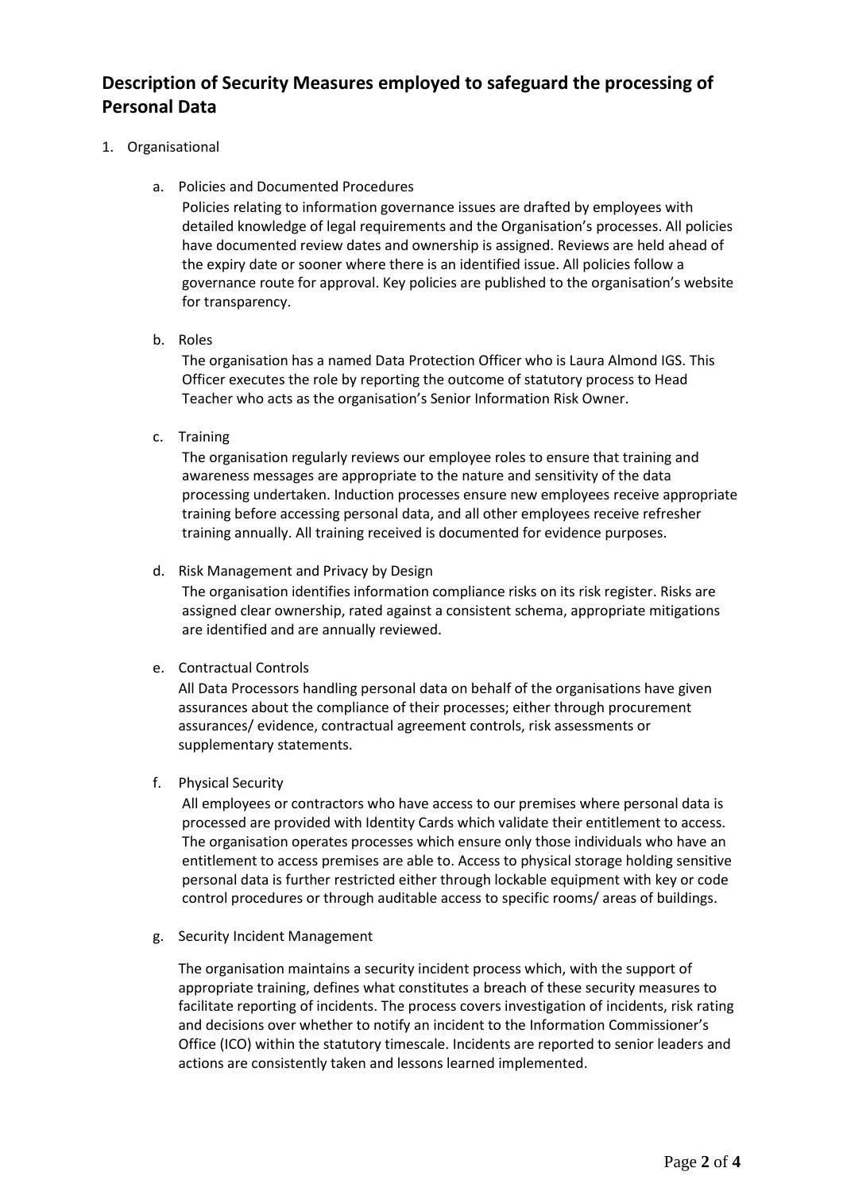## Description of Security Measures employed to safeguard the processing of Personal Data

1. Organisational

   a. Policies and Documented Procedures

      Policies relating to information governance issues are drafted by employees with detailed knowledge of legal requirements and the Organisation's processes. All policies have documented review dates and ownership is assigned. Reviews are held ahead of the expiry date or sooner where there is an identified issue. All policies follow a governance route for approval. Key policies are published to the organisation's website for transparency.

   b. Roles

      The organisation has a named Data Protection Officer who is Laura Almond IGS. This Officer executes the role by reporting the outcome of statutory process to Head Teacher who acts as the organisation's Senior Information Risk Owner.

   c. Training

      The organisation regularly reviews our employee roles to ensure that training and awareness messages are appropriate to the nature and sensitivity of the data processing undertaken. Induction processes ensure new employees receive appropriate training before accessing personal data, and all other employees receive refresher training annually. All training received is documented for evidence purposes.

   d. Risk Management and Privacy by Design

      The organisation identifies information compliance risks on its risk register. Risks are assigned clear ownership, rated against a consistent schema, appropriate mitigations are identified and are annually reviewed.

   e. Contractual Controls

      All Data Processors handling personal data on behalf of the organisations have given assurances about the compliance of their processes; either through procurement assurances/ evidence, contractual agreement controls, risk assessments or supplementary statements.

   f. Physical Security

      All employees or contractors who have access to our premises where personal data is processed are provided with Identity Cards which validate their entitlement to access. The organisation operates processes which ensure only those individuals who have an entitlement to access premises are able to. Access to physical storage holding sensitive personal data is further restricted either through lockable equipment with key or code control procedures or through auditable access to specific rooms/ areas of buildings.

   g. Security Incident Management

      The organisation maintains a security incident process which, with the support of appropriate training, defines what constitutes a breach of these security measures to facilitate reporting of incidents. The process covers investigation of incidents, risk rating and decisions over whether to notify an incident to the Information Commissioner's Office (ICO) within the statutory timescale. Incidents are reported to senior leaders and actions are consistently taken and lessons learned implemented.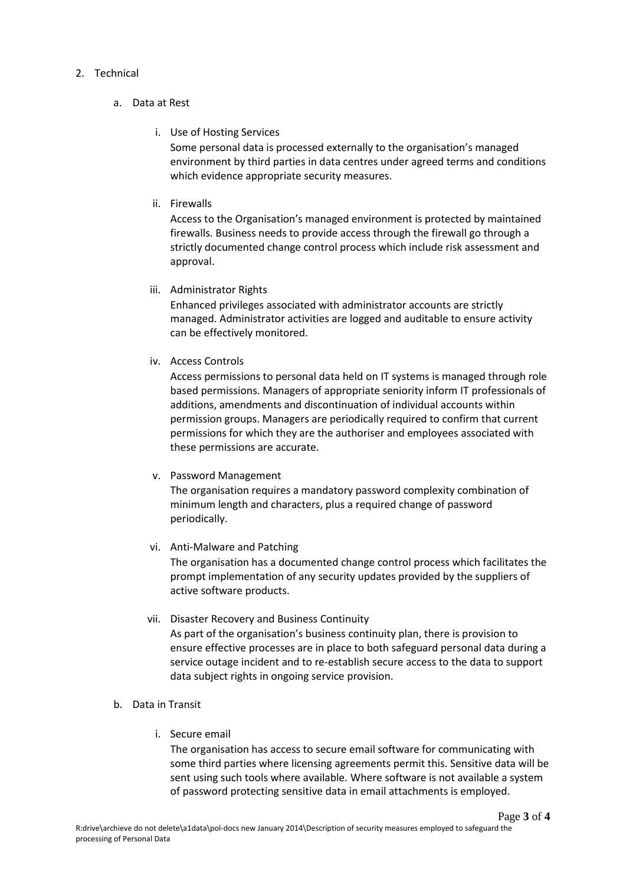2. Technical

   a. Data at Rest

      i. Use of Hosting Services

         Some personal data is processed externally to the organisation's managed environment by third parties in data centres under agreed terms and conditions which evidence appropriate security measures.

      ii. Firewalls

         Access to the Organisation's managed environment is protected by maintained firewalls. Business needs to provide access through the firewall go through a strictly documented change control process which include risk assessment and approval.

      iii. Administrator Rights

         Enhanced privileges associated with administrator accounts are strictly managed. Administrator activities are logged and auditable to ensure activity can be effectively monitored.

      iv. Access Controls

         Access permissions to personal data held on IT systems is managed through role based permissions. Managers of appropriate seniority inform IT professionals of additions, amendments and discontinuation of individual accounts within permission groups. Managers are periodically required to confirm that current permissions for which they are the authoriser and employees associated with these permissions are accurate.

      v. Password Management

         The organisation requires a mandatory password complexity combination of minimum length and characters, plus a required change of password periodically.

      vi. Anti-Malware and Patching

         The organisation has a documented change control process which facilitates the prompt implementation of any security updates provided by the suppliers of active software products.

      vii. Disaster Recovery and Business Continuity

         As part of the organisation's business continuity plan, there is provision to ensure effective processes are in place to both safeguard personal data during a service outage incident and to re-establish secure access to the data to support data subject rights in ongoing service provision.

   b. Data in Transit

      i. Secure email

         The organisation has access to secure email software for communicating with some third parties where licensing agreements permit this. Sensitive data will be sent using such tools where available. Where software is not available a system of password protecting sensitive data in email attachments is employed.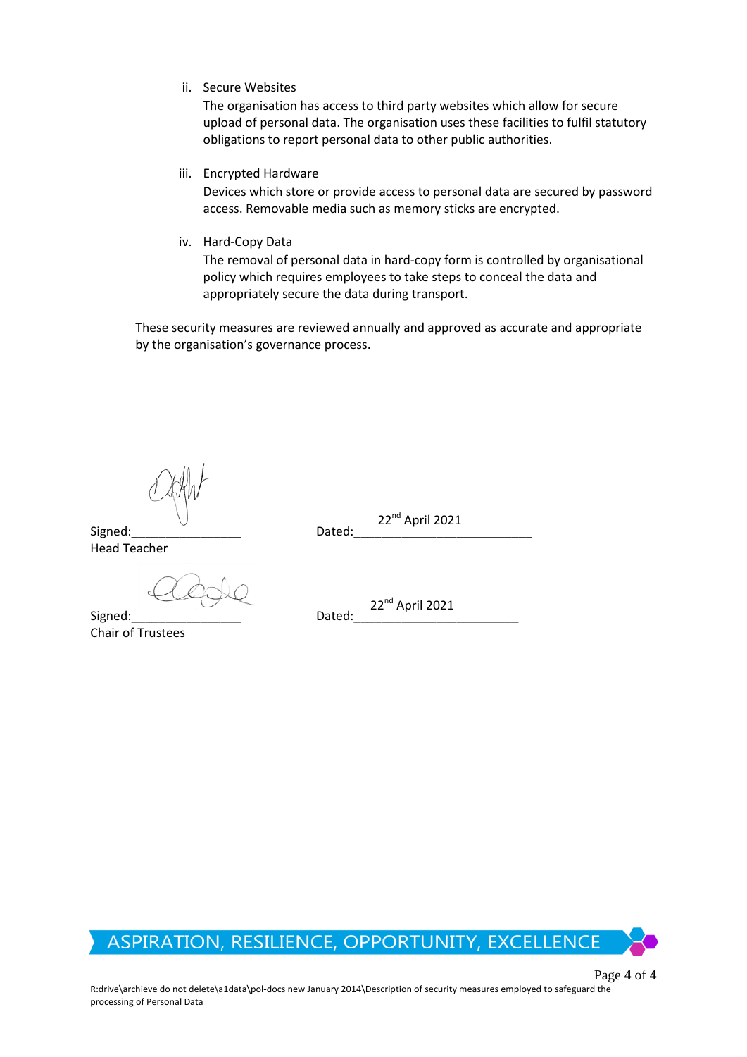ii. Secure Websites
   The organisation has access to third party websites which allow for secure upload of personal data. The organisation uses these facilities to fulfil statutory obligations to report personal data to other public authorities.

iii. Encrypted Hardware
   Devices which store or provide access to personal data are secured by password access. Removable media such as memory sticks are encrypted.

iv. Hard-Copy Data
   The removal of personal data in hard-copy form is controlled by organisational policy which requires employees to take steps to conceal the data and appropriately secure the data during transport.

These security measures are reviewed annually and approved as accurate and appropriate by the organisation's governance process.

Signed:________________ Dated: 22nd April 2021
Head Teacher

Signed:________________ Dated: 22nd April 2021
Chair of Trustees

ASPIRATION, RESILIENCE, OPPORTUNITY, EXCELLENCE

R:drive\archieve do not delete\a1data\pol-docs new January 2014\Description of security measures employed to safeguard the processing of Personal Data